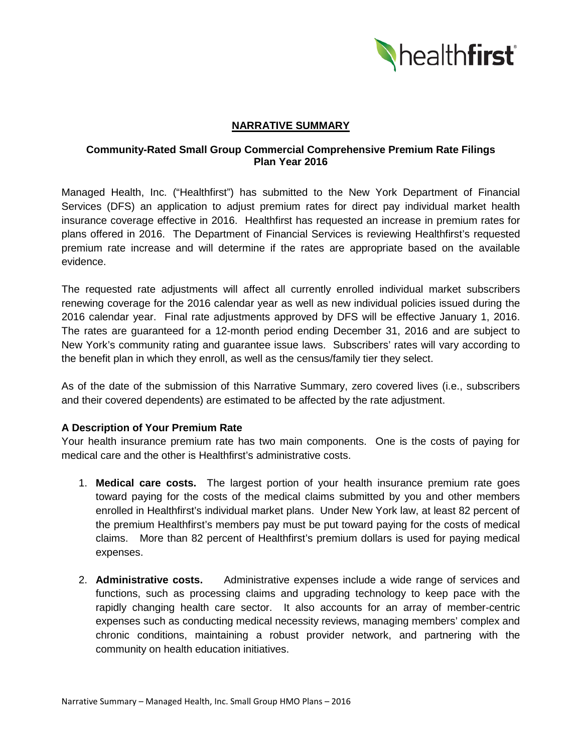# NARRATIVE SUMMARY

## Community-Rated Small Group Commercial Comprehensive Premium Rate Filings Plan Year 2016

Managed Health, Inc. ("Healthfirst") has submitted to the New York Department of Financial Services (DFS) an application to adjust premium rates for direct pay individual market health insurance coverage effective in 2016. Healthfirst has requested an increase in premium rates for plans offered in 2016. The Department of Financial Services is reviewing Healthfirst's requested premium rate increase and will determine if the rates are appropriate based on the available evidence.

The requested rate adjustments will affect all currently enrolled individual market subscribers renewing coverage for the 2016 calendar year as well as new individual policies issued during the 2016 calendar year. Final rate adjustments approved by DFS will be effective January 1, 2016. The rates are guaranteed for a 12-month period ending December 31, 2016 and are subject to New York's community rating and guarantee issue laws. Subscribers' rates will vary according to the benefit plan in which they enroll, as well as the census/family tier they select.

As of the date of the submission of this Narrative Summary, zero covered lives (i.e., subscribers and their covered dependents) are estimated to be affected by the rate adjustment.

### A Description of Your Premium Rate

Your health insurance premium rate has two main components. One is the costs of paying for medical care and the other is Healthfirst's administrative costs.

1. **Medical care costs.** The largest portion of your health insurance premium rate goes toward paying for the costs of the medical claims submitted by you and other members enrolled in Healthfirst's individual market plans. Under New York law, at least 82 percent of the premium Healthfirst's members pay must be put toward paying for the costs of medical claims. More than 82 percent of Healthfirst's premium dollars is used for paying medical expenses.

2. **Administrative costs.** Administrative expenses include a wide range of services and functions, such as processing claims and upgrading technology to keep pace with the rapidly changing health care sector. It also accounts for an array of member-centric expenses such as conducting medical necessity reviews, managing members' complex and chronic conditions, maintaining a robust provider network, and partnering with the community on health education initiatives.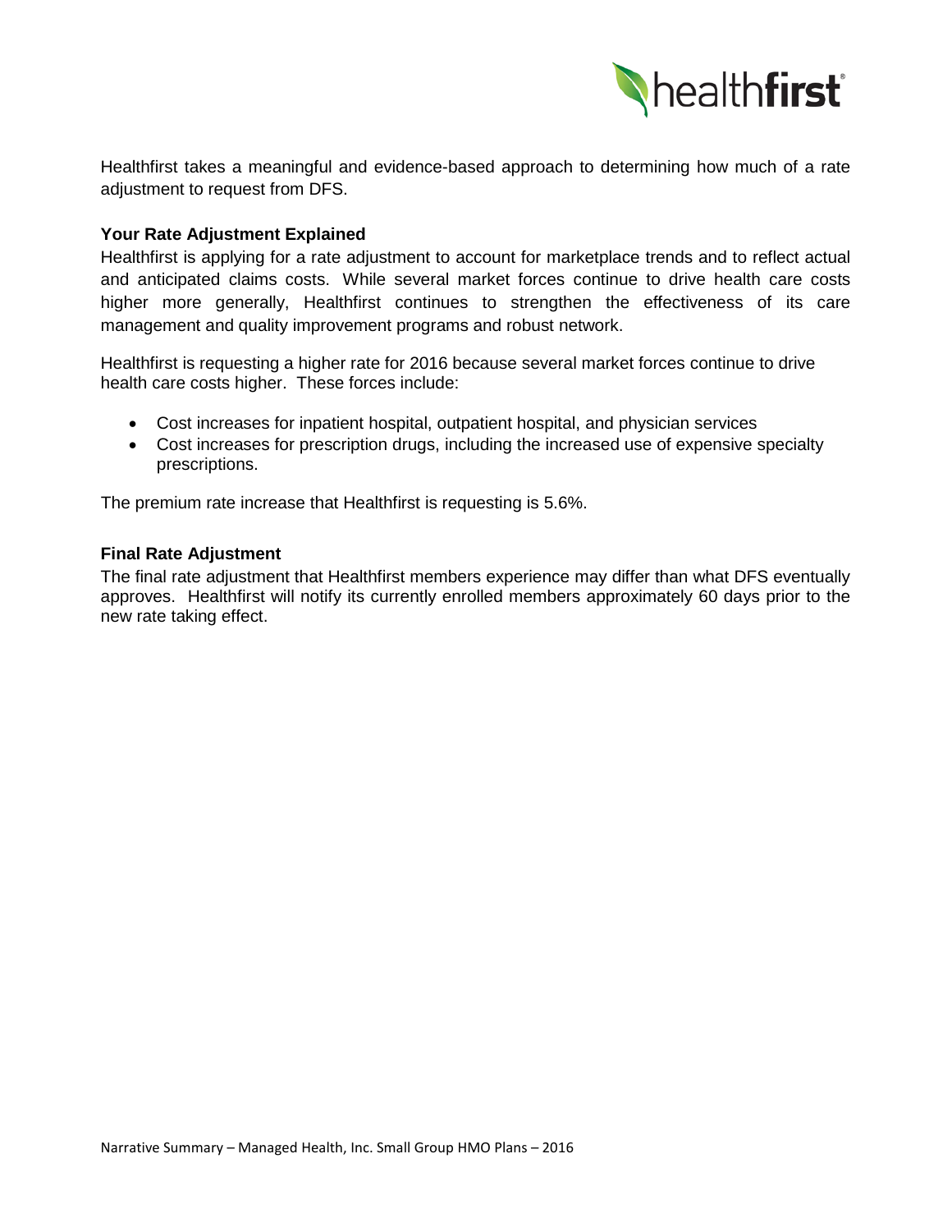Healthfirst takes a meaningful and evidence-based approach to determining how much of a rate adjustment to request from DFS.

**Your Rate Adjustment Explained**

Healthfirst is applying for a rate adjustment to account for marketplace trends and to reflect actual and anticipated claims costs. While several market forces continue to drive health care costs higher more generally, Healthfirst continues to strengthen the effectiveness of its care management and quality improvement programs and robust network.

Healthfirst is requesting a higher rate for 2016 because several market forces continue to drive health care costs higher. These forces include:

- Cost increases for inpatient hospital, outpatient hospital, and physician services
- Cost increases for prescription drugs, including the increased use of expensive specialty prescriptions.

The premium rate increase that Healthfirst is requesting is 5.6%.

**Final Rate Adjustment**

The final rate adjustment that Healthfirst members experience may differ than what DFS eventually approves. Healthfirst will notify its currently enrolled members approximately 60 days prior to the new rate taking effect.